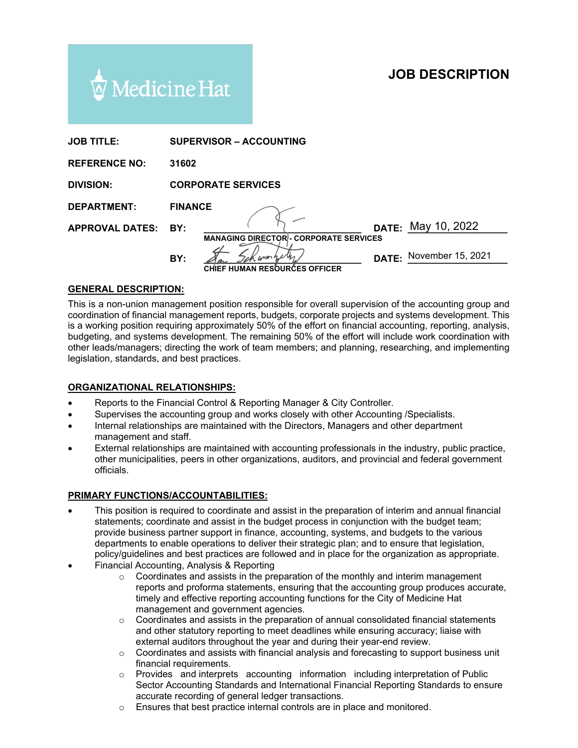Medicine Hat

# JOB DESCRIPTION

**JOB TITLE:** SUPERVISOR – ACCOUNTING

**REFERENCE NO:** 31602

**DIVISION:** CORPORATE SERVICES

**DEPARTMENT:** FINANCE

**APPROVAL DATES:** BY: ______________________ DATE: May 10, 2022
MANAGING DIRECTOR - CORPORATE SERVICES

BY: ______________________ DATE: November 15, 2021
CHIEF HUMAN RESOURCES OFFICER

## GENERAL DESCRIPTION:

This is a non-union management position responsible for overall supervision of the accounting group and coordination of financial management reports, budgets, corporate projects and systems development. This is a working position requiring approximately 50% of the effort on financial accounting, reporting, analysis, budgeting, and systems development. The remaining 50% of the effort will include work coordination with other leads/managers; directing the work of team members; and planning, researching, and implementing legislation, standards, and best practices.

## ORGANIZATIONAL RELATIONSHIPS:

- Reports to the Financial Control & Reporting Manager & City Controller.
- Supervises the accounting group and works closely with other Accounting /Specialists.
- Internal relationships are maintained with the Directors, Managers and other department management and staff.
- External relationships are maintained with accounting professionals in the industry, public practice, other municipalities, peers in other organizations, auditors, and provincial and federal government officials.

## PRIMARY FUNCTIONS/ACCOUNTABILITIES:

- This position is required to coordinate and assist in the preparation of interim and annual financial statements; coordinate and assist in the budget process in conjunction with the budget team; provide business partner support in finance, accounting, systems, and budgets to the various departments to enable operations to deliver their strategic plan; and to ensure that legislation, policy/guidelines and best practices are followed and in place for the organization as appropriate.
- Financial Accounting, Analysis & Reporting
  - Coordinates and assists in the preparation of the monthly and interim management reports and proforma statements, ensuring that the accounting group produces accurate, timely and effective reporting accounting functions for the City of Medicine Hat management and government agencies.
  - Coordinates and assists in the preparation of annual consolidated financial statements and other statutory reporting to meet deadlines while ensuring accuracy; liaise with external auditors throughout the year and during their year-end review.
  - Coordinates and assists with financial analysis and forecasting to support business unit financial requirements.
  - Provides and interprets accounting information including interpretation of Public Sector Accounting Standards and International Financial Reporting Standards to ensure accurate recording of general ledger transactions.
  - Ensures that best practice internal controls are in place and monitored.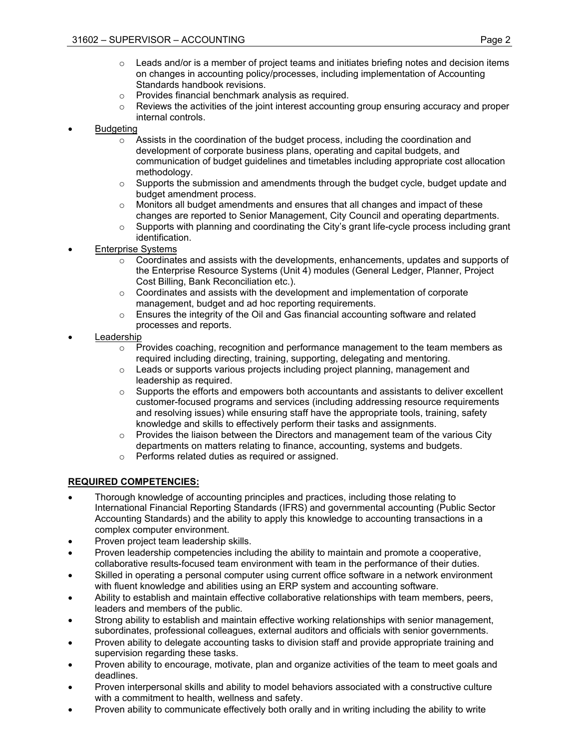- Leads and/or is a member of project teams and initiates briefing notes and decision items on changes in accounting policy/processes, including implementation of Accounting Standards handbook revisions.
  - Provides financial benchmark analysis as required.
  - Reviews the activities of the joint interest accounting group ensuring accuracy and proper internal controls.
- Budgeting
  - Assists in the coordination of the budget process, including the coordination and development of corporate business plans, operating and capital budgets, and communication of budget guidelines and timetables including appropriate cost allocation methodology.
  - Supports the submission and amendments through the budget cycle, budget update and budget amendment process.
  - Monitors all budget amendments and ensures that all changes and impact of these changes are reported to Senior Management, City Council and operating departments.
  - Supports with planning and coordinating the City's grant life-cycle process including grant identification.
- Enterprise Systems
  - Coordinates and assists with the developments, enhancements, updates and supports of the Enterprise Resource Systems (Unit 4) modules (General Ledger, Planner, Project Cost Billing, Bank Reconciliation etc.).
  - Coordinates and assists with the development and implementation of corporate management, budget and ad hoc reporting requirements.
  - Ensures the integrity of the Oil and Gas financial accounting software and related processes and reports.
- Leadership
  - Provides coaching, recognition and performance management to the team members as required including directing, training, supporting, delegating and mentoring.
  - Leads or supports various projects including project planning, management and leadership as required.
  - Supports the efforts and empowers both accountants and assistants to deliver excellent customer-focused programs and services (including addressing resource requirements and resolving issues) while ensuring staff have the appropriate tools, training, safety knowledge and skills to effectively perform their tasks and assignments.
  - Provides the liaison between the Directors and management team of the various City departments on matters relating to finance, accounting, systems and budgets.
  - Performs related duties as required or assigned.

## REQUIRED COMPETENCIES:

- Thorough knowledge of accounting principles and practices, including those relating to International Financial Reporting Standards (IFRS) and governmental accounting (Public Sector Accounting Standards) and the ability to apply this knowledge to accounting transactions in a complex computer environment.
- Proven project team leadership skills.
- Proven leadership competencies including the ability to maintain and promote a cooperative, collaborative results-focused team environment with team in the performance of their duties.
- Skilled in operating a personal computer using current office software in a network environment with fluent knowledge and abilities using an ERP system and accounting software.
- Ability to establish and maintain effective collaborative relationships with team members, peers, leaders and members of the public.
- Strong ability to establish and maintain effective working relationships with senior management, subordinates, professional colleagues, external auditors and officials with senior governments.
- Proven ability to delegate accounting tasks to division staff and provide appropriate training and supervision regarding these tasks.
- Proven ability to encourage, motivate, plan and organize activities of the team to meet goals and deadlines.
- Proven interpersonal skills and ability to model behaviors associated with a constructive culture with a commitment to health, wellness and safety.
- Proven ability to communicate effectively both orally and in writing including the ability to write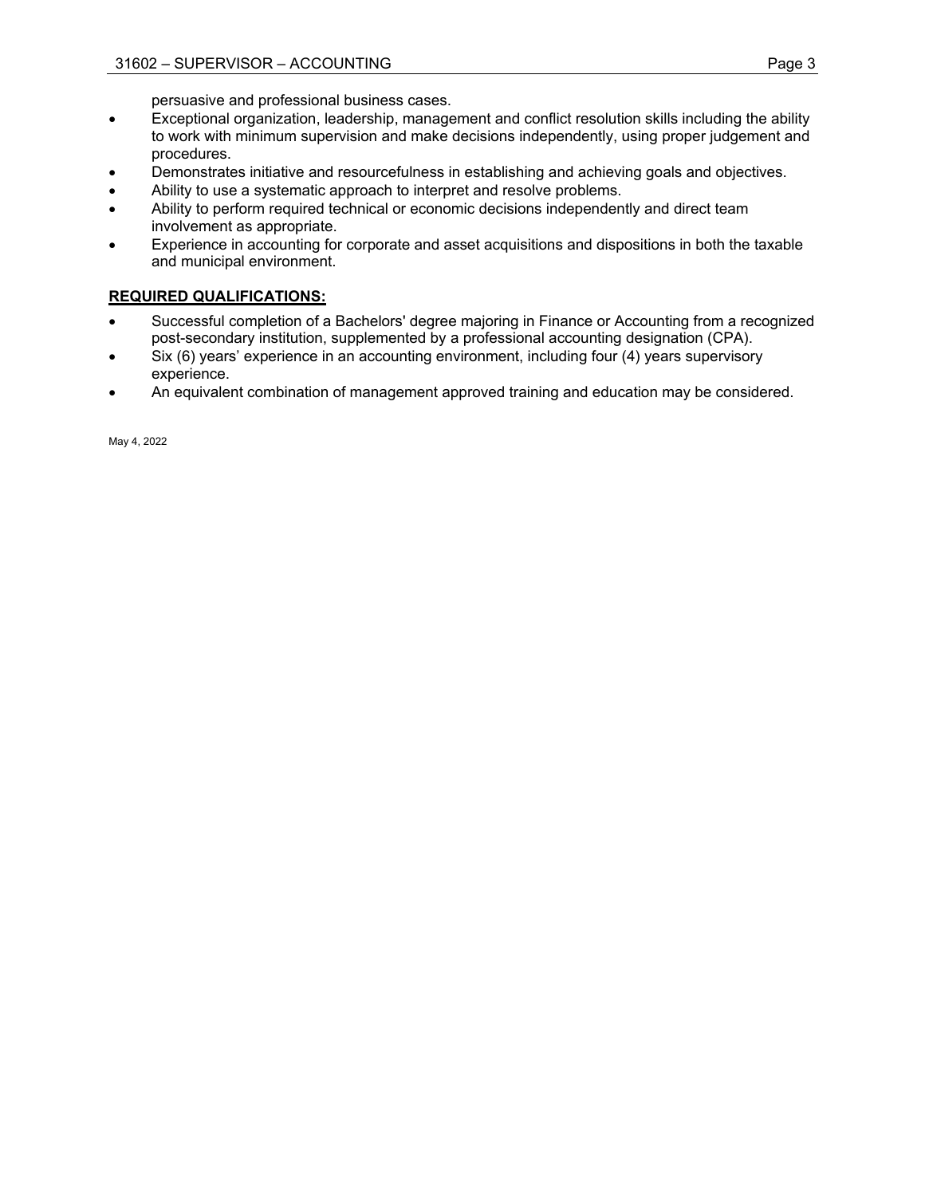persuasive and professional business cases.

- Exceptional organization, leadership, management and conflict resolution skills including the ability to work with minimum supervision and make decisions independently, using proper judgement and procedures.
- Demonstrates initiative and resourcefulness in establishing and achieving goals and objectives.
- Ability to use a systematic approach to interpret and resolve problems.
- Ability to perform required technical or economic decisions independently and direct team involvement as appropriate.
- Experience in accounting for corporate and asset acquisitions and dispositions in both the taxable and municipal environment.

## REQUIRED QUALIFICATIONS:

- Successful completion of a Bachelors' degree majoring in Finance or Accounting from a recognized post-secondary institution, supplemented by a professional accounting designation (CPA).
- Six (6) years' experience in an accounting environment, including four (4) years supervisory experience.
- An equivalent combination of management approved training and education may be considered.

May 4, 2022